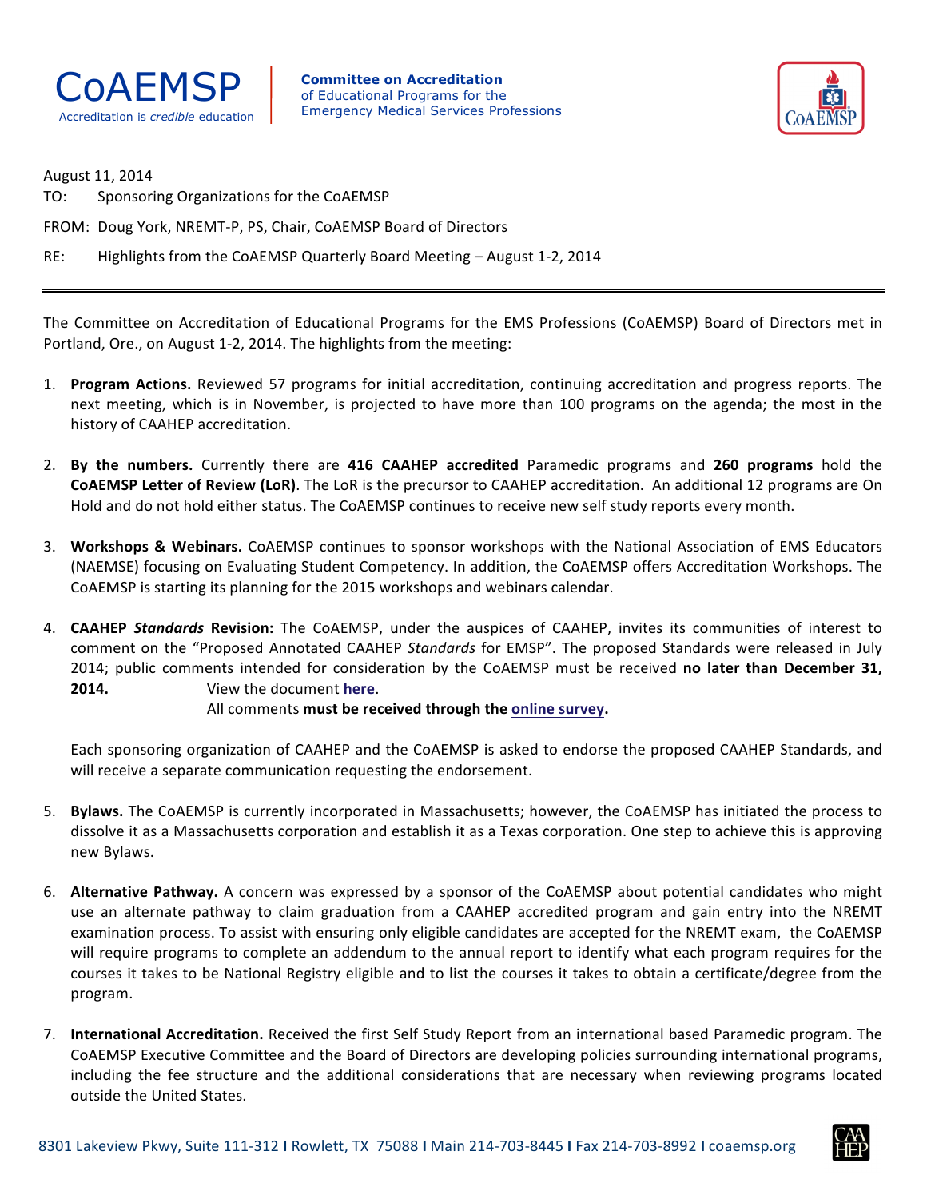**CoAEMSP**
Accreditation is *credible* education

**Committee on Accreditation**
of Educational Programs for the
Emergency Medical Services Professions

August 11, 2014

TO: Sponsoring Organizations for the CoAEMSP

FROM: Doug York, NREMT-P, PS, Chair, CoAEMSP Board of Directors

RE: Highlights from the CoAEMSP Quarterly Board Meeting – August 1-2, 2014

---

The Committee on Accreditation of Educational Programs for the EMS Professions (CoAEMSP) Board of Directors met in Portland, Ore., on August 1-2, 2014. The highlights from the meeting:

1. **Program Actions.** Reviewed 57 programs for initial accreditation, continuing accreditation and progress reports. The next meeting, which is in November, is projected to have more than 100 programs on the agenda; the most in the history of CAAHEP accreditation.

2. **By the numbers.** Currently there are **416 CAAHEP accredited** Paramedic programs and **260 programs** hold the **CoAEMSP Letter of Review (LoR)**. The LoR is the precursor to CAAHEP accreditation. An additional 12 programs are On Hold and do not hold either status. The CoAEMSP continues to receive new self study reports every month.

3. **Workshops & Webinars.** CoAEMSP continues to sponsor workshops with the National Association of EMS Educators (NAEMSE) focusing on Evaluating Student Competency. In addition, the CoAEMSP offers Accreditation Workshops. The CoAEMSP is starting its planning for the 2015 workshops and webinars calendar.

4. **CAAHEP *Standards* Revision:** The CoAEMSP, under the auspices of CAAHEP, invites its communities of interest to comment on the "Proposed Annotated CAAHEP *Standards* for EMSP". The proposed Standards were released in July 2014; public comments intended for consideration by the CoAEMSP must be received **no later than December 31, 2014.** View the document **here**.
   All comments **must be received through the online survey.**

   Each sponsoring organization of CAAHEP and the CoAEMSP is asked to endorse the proposed CAAHEP Standards, and will receive a separate communication requesting the endorsement.

5. **Bylaws.** The CoAEMSP is currently incorporated in Massachusetts; however, the CoAEMSP has initiated the process to dissolve it as a Massachusetts corporation and establish it as a Texas corporation. One step to achieve this is approving new Bylaws.

6. **Alternative Pathway.** A concern was expressed by a sponsor of the CoAEMSP about potential candidates who might use an alternate pathway to claim graduation from a CAAHEP accredited program and gain entry into the NREMT examination process. To assist with ensuring only eligible candidates are accepted for the NREMT exam, the CoAEMSP will require programs to complete an addendum to the annual report to identify what each program requires for the courses it takes to be National Registry eligible and to list the courses it takes to obtain a certificate/degree from the program.

7. **International Accreditation.** Received the first Self Study Report from an international based Paramedic program. The CoAEMSP Executive Committee and the Board of Directors are developing policies surrounding international programs, including the fee structure and the additional considerations that are necessary when reviewing programs located outside the United States.

8301 Lakeview Pkwy, Suite 111-312 I Rowlett, TX 75088 I Main 214-703-8445 I Fax 214-703-8992 I coaemsp.org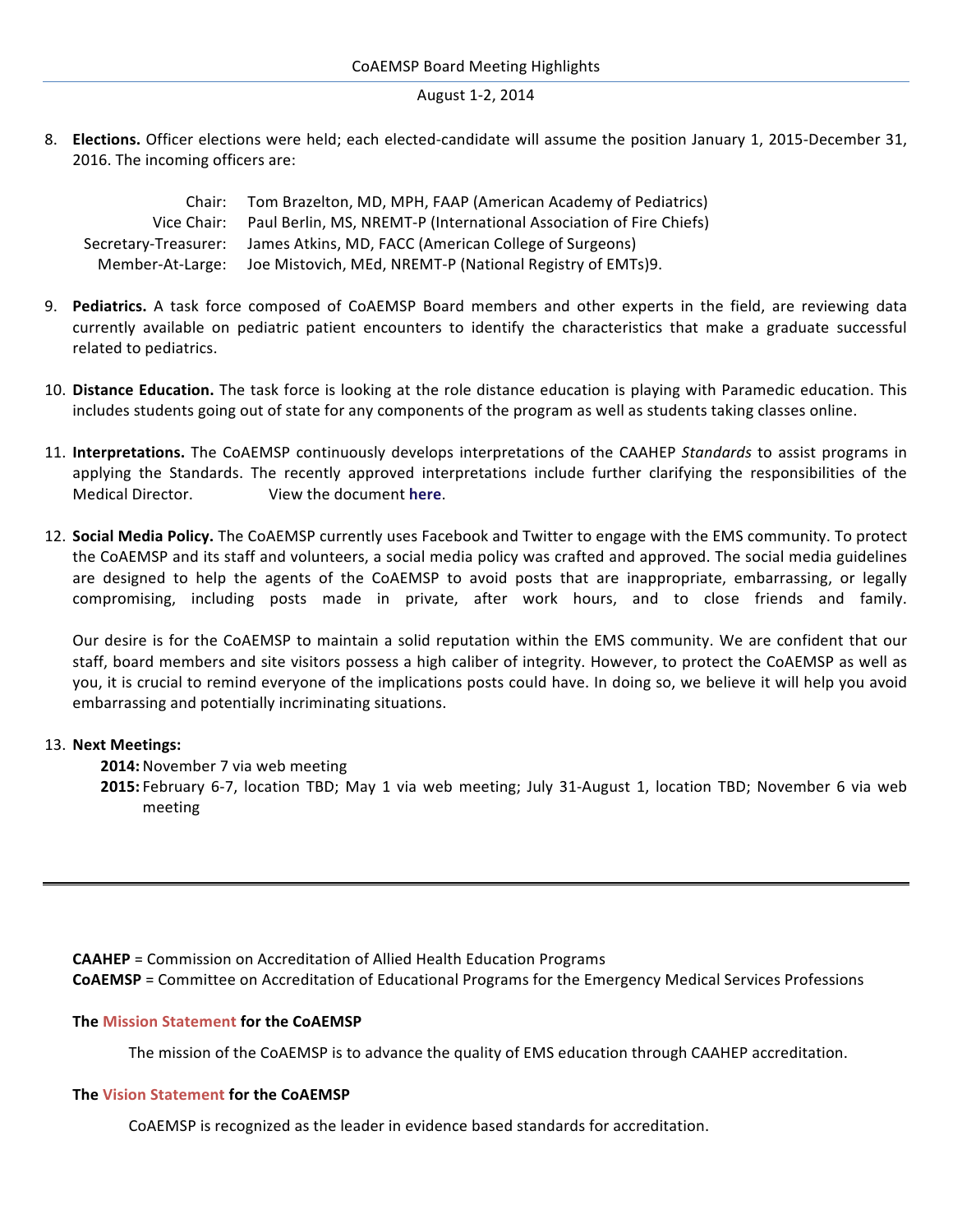8. **Elections.** Officer elections were held; each elected-candidate will assume the position January 1, 2015-December 31, 2016. The incoming officers are:

| | |
|---|---|
| Chair: | Tom Brazelton, MD, MPH, FAAP (American Academy of Pediatrics) |
| Vice Chair: | Paul Berlin, MS, NREMT-P (International Association of Fire Chiefs) |
| Secretary-Treasurer: | James Atkins, MD, FACC (American College of Surgeons) |
| Member-At-Large: | Joe Mistovich, MEd, NREMT-P (National Registry of EMTs)9. |

9. **Pediatrics.** A task force composed of CoAEMSP Board members and other experts in the field, are reviewing data currently available on pediatric patient encounters to identify the characteristics that make a graduate successful related to pediatrics.

10. **Distance Education.** The task force is looking at the role distance education is playing with Paramedic education. This includes students going out of state for any components of the program as well as students taking classes online.

11. **Interpretations.** The CoAEMSP continuously develops interpretations of the CAAHEP *Standards* to assist programs in applying the Standards. The recently approved interpretations include further clarifying the responsibilities of the Medical Director. View the document **here**.

12. **Social Media Policy.** The CoAEMSP currently uses Facebook and Twitter to engage with the EMS community. To protect the CoAEMSP and its staff and volunteers, a social media policy was crafted and approved. The social media guidelines are designed to help the agents of the CoAEMSP to avoid posts that are inappropriate, embarrassing, or legally compromising, including posts made in private, after work hours, and to close friends and family.

    Our desire is for the CoAEMSP to maintain a solid reputation within the EMS community. We are confident that our staff, board members and site visitors possess a high caliber of integrity. However, to protect the CoAEMSP as well as you, it is crucial to remind everyone of the implications posts could have. In doing so, we believe it will help you avoid embarrassing and potentially incriminating situations.

13. **Next Meetings:**
    - **2014:** November 7 via web meeting
    - **2015:** February 6-7, location TBD; May 1 via web meeting; July 31-August 1, location TBD; November 6 via web meeting

---

**CAAHEP** = Commission on Accreditation of Allied Health Education Programs
**CoAEMSP** = Committee on Accreditation of Educational Programs for the Emergency Medical Services Professions

**The Mission Statement for the CoAEMSP**

The mission of the CoAEMSP is to advance the quality of EMS education through CAAHEP accreditation.

**The Vision Statement for the CoAEMSP**

CoAEMSP is recognized as the leader in evidence based standards for accreditation.